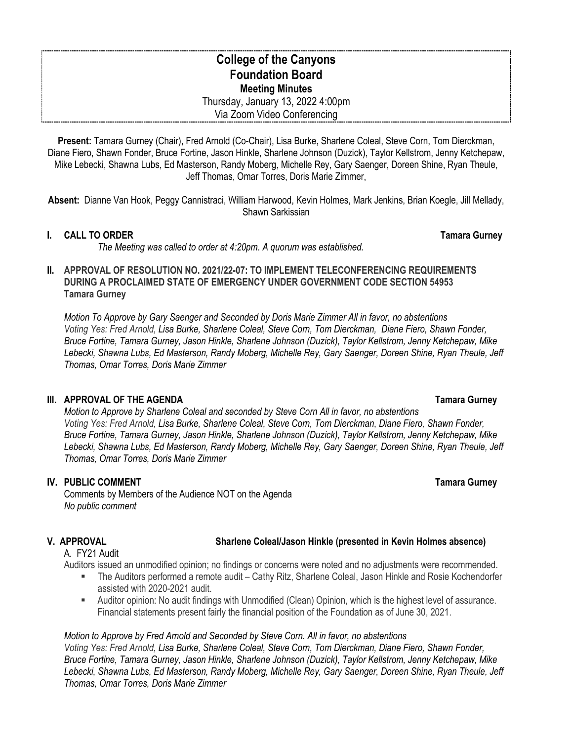# College of the Canyons
# Foundation Board
### Meeting Minutes
Thursday, January 13, 2022 4:00pm
Via Zoom Video Conferencing

**Present:** Tamara Gurney (Chair), Fred Arnold (Co-Chair), Lisa Burke, Sharlene Coleal, Steve Corn, Tom Dierckman, Diane Fiero, Shawn Fonder, Bruce Fortine, Jason Hinkle, Sharlene Johnson (Duzick), Taylor Kellstrom, Jenny Ketchepaw, Mike Lebecki, Shawna Lubs, Ed Masterson, Randy Moberg, Michelle Rey, Gary Saenger, Doreen Shine, Ryan Theule, Jeff Thomas, Omar Torres, Doris Marie Zimmer,

**Absent:** Dianne Van Hook, Peggy Cannistraci, William Harwood, Kevin Holmes, Mark Jenkins, Brian Koegle, Jill Mellady, Shawn Sarkissian

## I. CALL TO ORDER — Tamara Gurney

*The Meeting was called to order at 4:20pm. A quorum was established.*

## II. APPROVAL OF RESOLUTION NO. 2021/22-07: TO IMPLEMENT TELECONFERENCING REQUIREMENTS DURING A PROCLAIMED STATE OF EMERGENCY UNDER GOVERNMENT CODE SECTION 54953 — Tamara Gurney

*Motion To Approve by Gary Saenger and Seconded by Doris Marie Zimmer All in favor, no abstentions*
*Voting Yes: Fred Arnold, Lisa Burke, Sharlene Coleal, Steve Corn, Tom Dierckman, Diane Fiero, Shawn Fonder, Bruce Fortine, Tamara Gurney, Jason Hinkle, Sharlene Johnson (Duzick), Taylor Kellstrom, Jenny Ketchepaw, Mike Lebecki, Shawna Lubs, Ed Masterson, Randy Moberg, Michelle Rey, Gary Saenger, Doreen Shine, Ryan Theule, Jeff Thomas, Omar Torres, Doris Marie Zimmer*

## III. APPROVAL OF THE AGENDA — Tamara Gurney

*Motion to Approve by Sharlene Coleal and seconded by Steve Corn All in favor, no abstentions*
*Voting Yes: Fred Arnold, Lisa Burke, Sharlene Coleal, Steve Corn, Tom Dierckman, Diane Fiero, Shawn Fonder, Bruce Fortine, Tamara Gurney, Jason Hinkle, Sharlene Johnson (Duzick), Taylor Kellstrom, Jenny Ketchepaw, Mike Lebecki, Shawna Lubs, Ed Masterson, Randy Moberg, Michelle Rey, Gary Saenger, Doreen Shine, Ryan Theule, Jeff Thomas, Omar Torres, Doris Marie Zimmer*

## IV. PUBLIC COMMENT — Tamara Gurney

Comments by Members of the Audience NOT on the Agenda
*No public comment*

## V. APPROVAL — Sharlene Coleal/Jason Hinkle (presented in Kevin Holmes absence)

A. FY21 Audit

Auditors issued an unmodified opinion; no findings or concerns were noted and no adjustments were recommended.

- The Auditors performed a remote audit – Cathy Ritz, Sharlene Coleal, Jason Hinkle and Rosie Kochendorfer assisted with 2020-2021 audit.
- Auditor opinion: No audit findings with Unmodified (Clean) Opinion, which is the highest level of assurance. Financial statements present fairly the financial position of the Foundation as of June 30, 2021.

*Motion to Approve by Fred Arnold and Seconded by Steve Corn. All in favor, no abstentions*
*Voting Yes: Fred Arnold, Lisa Burke, Sharlene Coleal, Steve Corn, Tom Dierckman, Diane Fiero, Shawn Fonder, Bruce Fortine, Tamara Gurney, Jason Hinkle, Sharlene Johnson (Duzick), Taylor Kellstrom, Jenny Ketchepaw, Mike Lebecki, Shawna Lubs, Ed Masterson, Randy Moberg, Michelle Rey, Gary Saenger, Doreen Shine, Ryan Theule, Jeff Thomas, Omar Torres, Doris Marie Zimmer*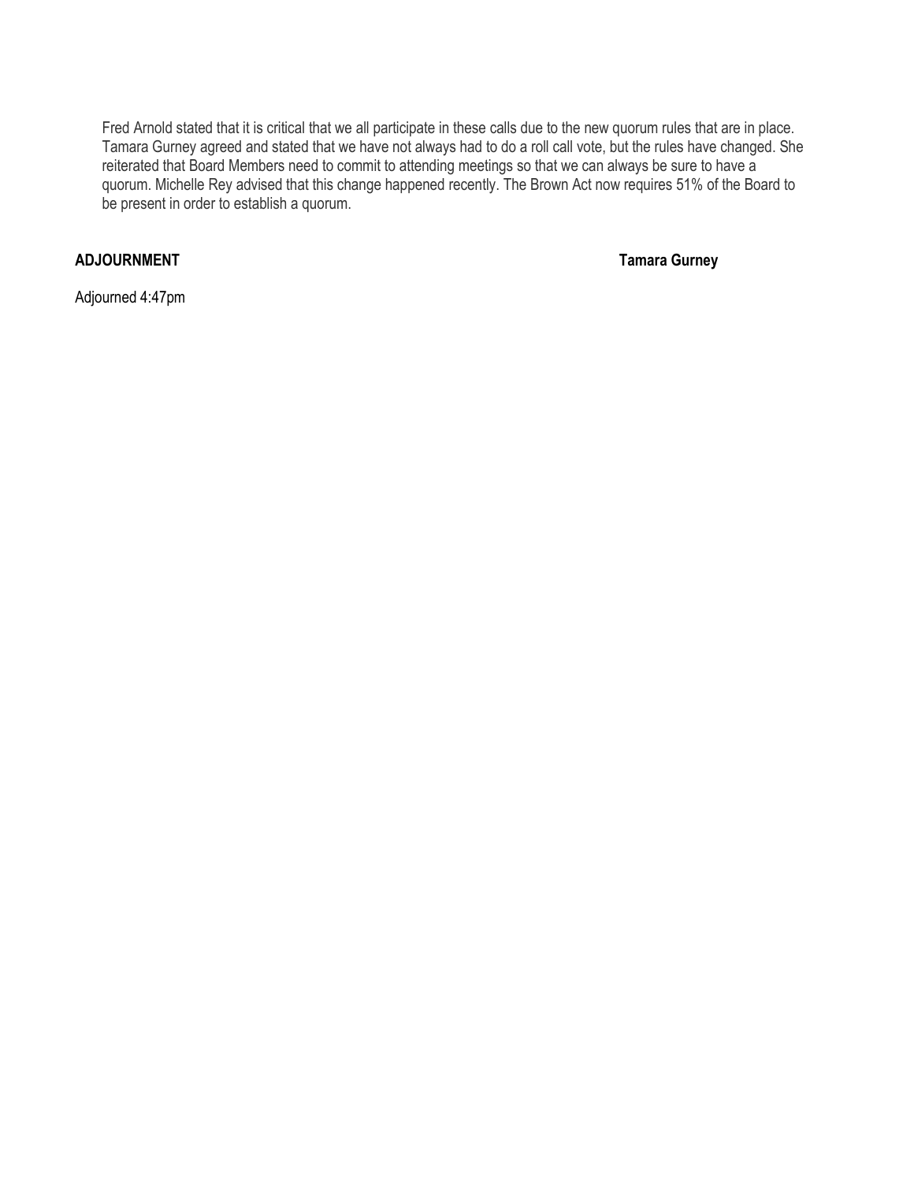Fred Arnold stated that it is critical that we all participate in these calls due to the new quorum rules that are in place. Tamara Gurney agreed and stated that we have not always had to do a roll call vote, but the rules have changed. She reiterated that Board Members need to commit to attending meetings so that we can always be sure to have a quorum. Michelle Rey advised that this change happened recently. The Brown Act now requires 51% of the Board to be present in order to establish a quorum.

**ADJOURNMENT** **Tamara Gurney**

Adjourned 4:47pm